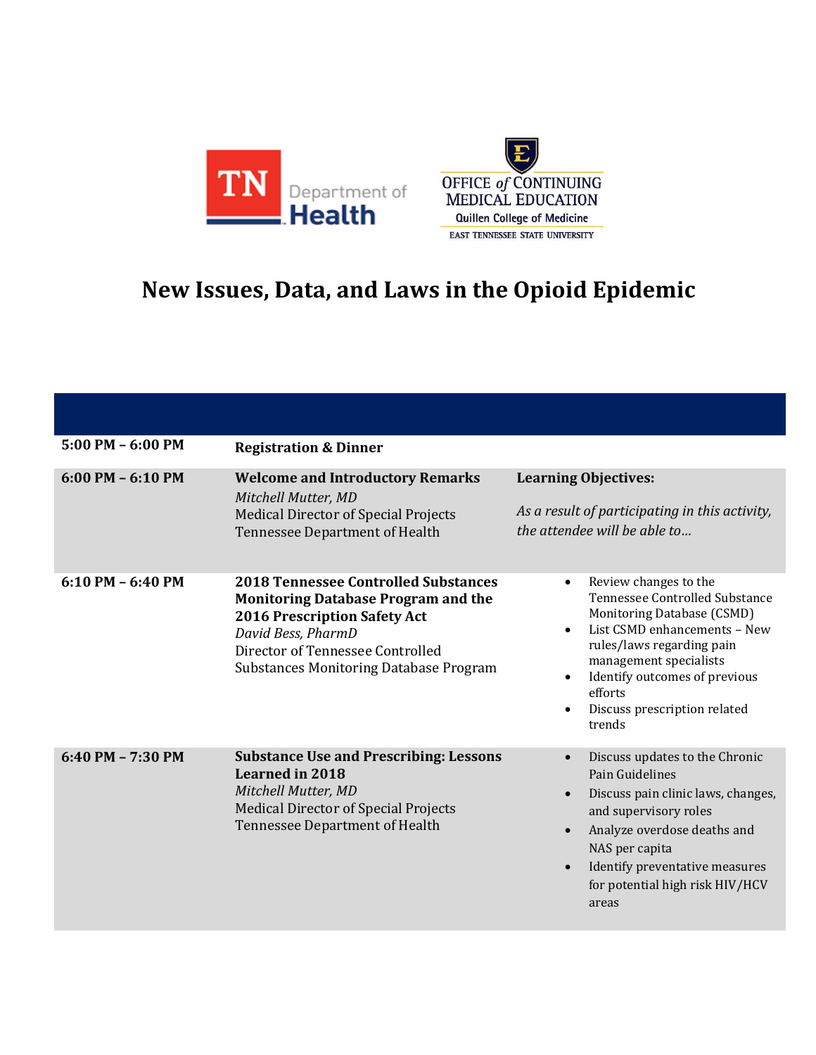# New Issues, Data, and Laws in the Opioid Epidemic

| | | |
|---|---|---|
| **5:00 PM – 6:00 PM** | **Registration & Dinner** | |
| **6:00 PM – 6:10 PM** | **Welcome and Introductory Remarks**<br>*Mitchell Mutter, MD*<br>Medical Director of Special Projects<br>Tennessee Department of Health | **Learning Objectives:**<br><br>*As a result of participating in this activity, the attendee will be able to…* |
| **6:10 PM – 6:40 PM** | **2018 Tennessee Controlled Substances Monitoring Database Program and the 2016 Prescription Safety Act**<br>*David Bess, PharmD*<br>Director of Tennessee Controlled Substances Monitoring Database Program | • Review changes to the Tennessee Controlled Substance Monitoring Database (CSMD)<br>• List CSMD enhancements – New rules/laws regarding pain management specialists<br>• Identify outcomes of previous efforts<br>• Discuss prescription related trends |
| **6:40 PM – 7:30 PM** | **Substance Use and Prescribing: Lessons Learned in 2018**<br>*Mitchell Mutter, MD*<br>Medical Director of Special Projects<br>Tennessee Department of Health | • Discuss updates to the Chronic Pain Guidelines<br>• Discuss pain clinic laws, changes, and supervisory roles<br>• Analyze overdose deaths and NAS per capita<br>• Identify preventative measures for potential high risk HIV/HCV areas |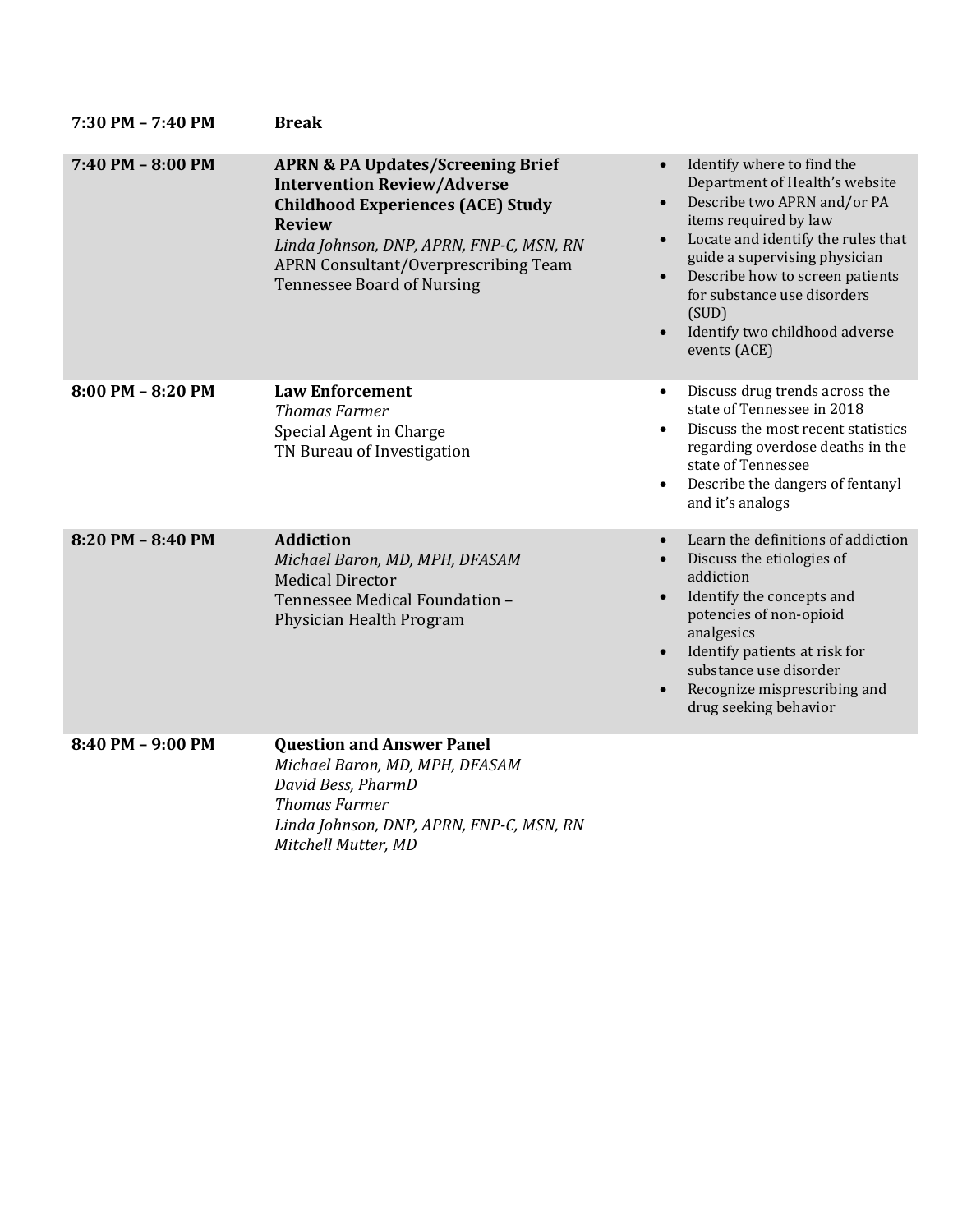| | | |
|---|---|---|
| **7:30 PM – 7:40 PM** | **Break** | |
| **7:40 PM – 8:00 PM** | **APRN & PA Updates/Screening Brief Intervention Review/Adverse Childhood Experiences (ACE) Study Review**<br>*Linda Johnson, DNP, APRN, FNP-C, MSN, RN*<br>APRN Consultant/Overprescribing Team<br>Tennessee Board of Nursing | • Identify where to find the Department of Health's website<br>• Describe two APRN and/or PA items required by law<br>• Locate and identify the rules that guide a supervising physician<br>• Describe how to screen patients for substance use disorders (SUD)<br>• Identify two childhood adverse events (ACE) |
| **8:00 PM – 8:20 PM** | **Law Enforcement**<br>*Thomas Farmer*<br>Special Agent in Charge<br>TN Bureau of Investigation | • Discuss drug trends across the state of Tennessee in 2018<br>• Discuss the most recent statistics regarding overdose deaths in the state of Tennessee<br>• Describe the dangers of fentanyl and it's analogs |
| **8:20 PM – 8:40 PM** | **Addiction**<br>*Michael Baron, MD, MPH, DFASAM*<br>Medical Director<br>Tennessee Medical Foundation – Physician Health Program | • Learn the definitions of addiction<br>• Discuss the etiologies of addiction<br>• Identify the concepts and potencies of non-opioid analgesics<br>• Identify patients at risk for substance use disorder<br>• Recognize misprescribing and drug seeking behavior |
| **8:40 PM – 9:00 PM** | **Question and Answer Panel**<br>*Michael Baron, MD, MPH, DFASAM*<br>*David Bess, PharmD*<br>*Thomas Farmer*<br>*Linda Johnson, DNP, APRN, FNP-C, MSN, RN*<br>*Mitchell Mutter, MD* | |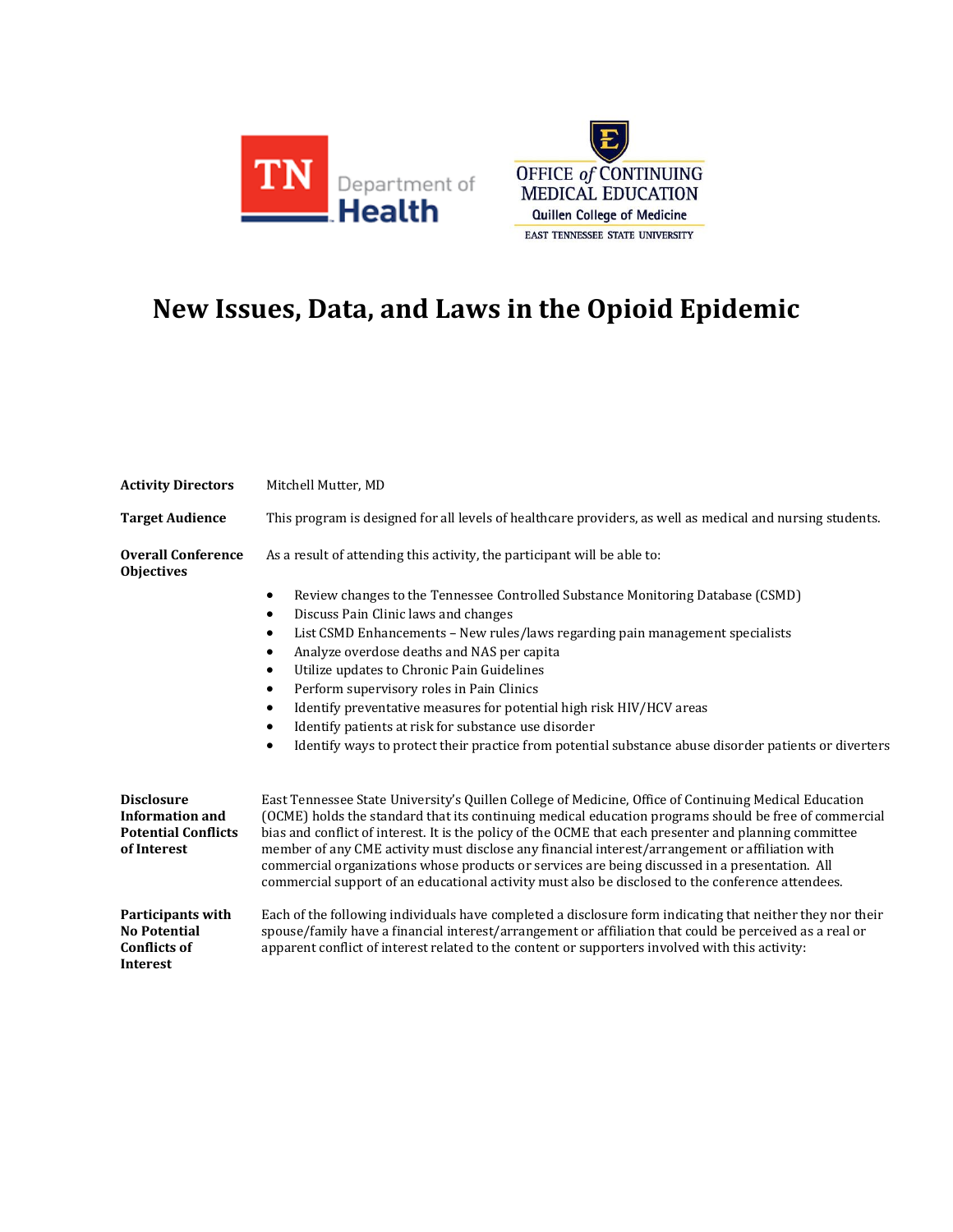TN Department of Health

OFFICE *of* CONTINUING MEDICAL EDUCATION
Quillen College of Medicine
EAST TENNESSEE STATE UNIVERSITY

# New Issues, Data, and Laws in the Opioid Epidemic

**Activity Directors** Mitchell Mutter, MD

**Target Audience** This program is designed for all levels of healthcare providers, as well as medical and nursing students.

**Overall Conference Objectives** As a result of attending this activity, the participant will be able to:

- Review changes to the Tennessee Controlled Substance Monitoring Database (CSMD)
- Discuss Pain Clinic laws and changes
- List CSMD Enhancements – New rules/laws regarding pain management specialists
- Analyze overdose deaths and NAS per capita
- Utilize updates to Chronic Pain Guidelines
- Perform supervisory roles in Pain Clinics
- Identify preventative measures for potential high risk HIV/HCV areas
- Identify patients at risk for substance use disorder
- Identify ways to protect their practice from potential substance abuse disorder patients or diverters

**Disclosure Information and Potential Conflicts of Interest** East Tennessee State University's Quillen College of Medicine, Office of Continuing Medical Education (OCME) holds the standard that its continuing medical education programs should be free of commercial bias and conflict of interest. It is the policy of the OCME that each presenter and planning committee member of any CME activity must disclose any financial interest/arrangement or affiliation with commercial organizations whose products or services are being discussed in a presentation. All commercial support of an educational activity must also be disclosed to the conference attendees.

**Participants with No Potential Conflicts of Interest** Each of the following individuals have completed a disclosure form indicating that neither they nor their spouse/family have a financial interest/arrangement or affiliation that could be perceived as a real or apparent conflict of interest related to the content or supporters involved with this activity: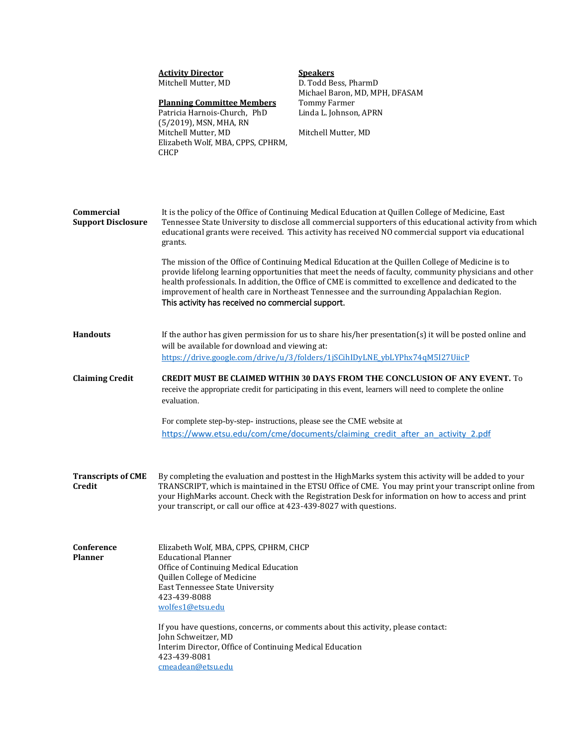**Activity Director**
Mitchell Mutter, MD

**Planning Committee Members**
Patricia Harnois-Church, PhD (5/2019), MSN, MHA, RN
Mitchell Mutter, MD
Elizabeth Wolf, MBA, CPPS, CPHRM, CHCP

**Speakers**
D. Todd Bess, PharmD
Michael Baron, MD, MPH, DFASAM
Tommy Farmer
Linda L. Johnson, APRN

Mitchell Mutter, MD

**Commercial Support Disclosure**

It is the policy of the Office of Continuing Medical Education at Quillen College of Medicine, East Tennessee State University to disclose all commercial supporters of this educational activity from which educational grants were received. This activity has received NO commercial support via educational grants.

The mission of the Office of Continuing Medical Education at the Quillen College of Medicine is to provide lifelong learning opportunities that meet the needs of faculty, community physicians and other health professionals. In addition, the Office of CME is committed to excellence and dedicated to the improvement of health care in Northeast Tennessee and the surrounding Appalachian Region.
This activity has received no commercial support.

**Handouts**

If the author has given permission for us to share his/her presentation(s) it will be posted online and will be available for download and viewing at:
https://drive.google.com/drive/u/3/folders/1jSCihIDyLNE_ybLYPhx74qM5I27UiicP

**Claiming Credit**

**CREDIT MUST BE CLAIMED WITHIN 30 DAYS FROM THE CONCLUSION OF ANY EVENT.** To receive the appropriate credit for participating in this event, learners will need to complete the online evaluation.

For complete step-by-step- instructions, please see the CME website at
https://www.etsu.edu/com/cme/documents/claiming_credit_after_an_activity_2.pdf

**Transcripts of CME Credit**

By completing the evaluation and posttest in the HighMarks system this activity will be added to your TRANSCRIPT, which is maintained in the ETSU Office of CME. You may print your transcript online from your HighMarks account. Check with the Registration Desk for information on how to access and print your transcript, or call our office at 423-439-8027 with questions.

**Conference Planner**

Elizabeth Wolf, MBA, CPPS, CPHRM, CHCP
Educational Planner
Office of Continuing Medical Education
Quillen College of Medicine
East Tennessee State University
423-439-8088
wolfes1@etsu.edu

If you have questions, concerns, or comments about this activity, please contact:
John Schweitzer, MD
Interim Director, Office of Continuing Medical Education
423-439-8081
cmeadean@etsu.edu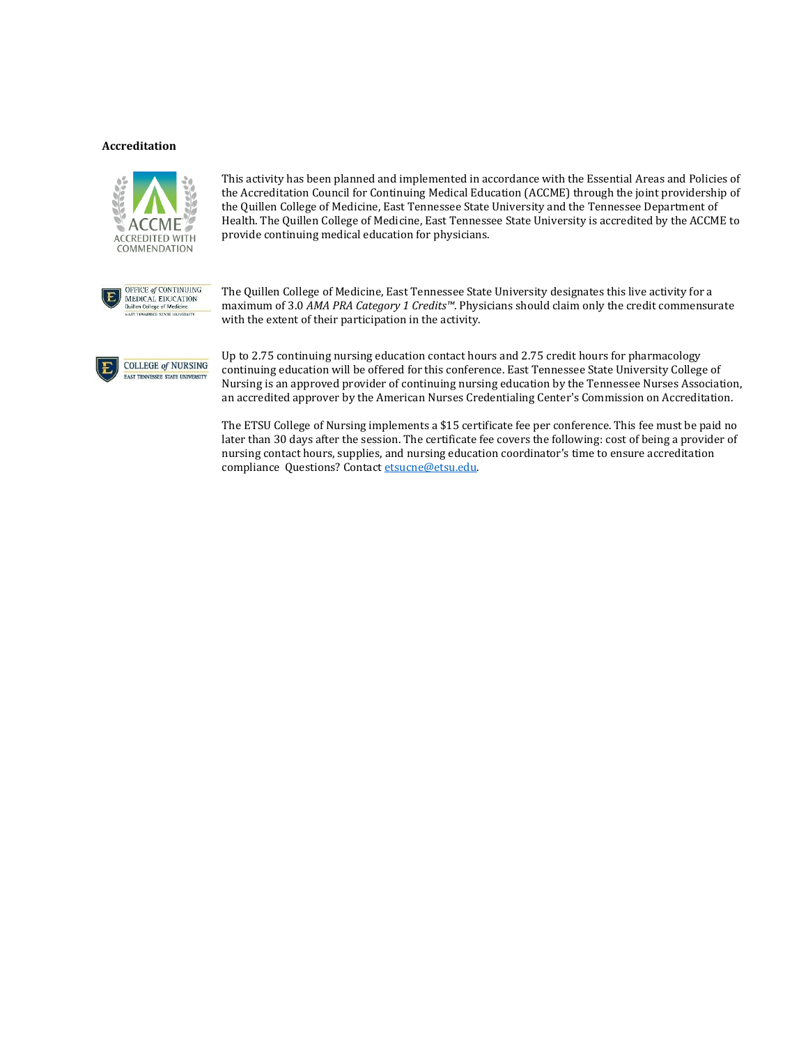**Accreditation**

This activity has been planned and implemented in accordance with the Essential Areas and Policies of the Accreditation Council for Continuing Medical Education (ACCME) through the joint providership of the Quillen College of Medicine, East Tennessee State University and the Tennessee Department of Health. The Quillen College of Medicine, East Tennessee State University is accredited by the ACCME to provide continuing medical education for physicians.

The Quillen College of Medicine, East Tennessee State University designates this live activity for a maximum of 3.0 *AMA PRA Category 1 Credits™*. Physicians should claim only the credit commensurate with the extent of their participation in the activity.

Up to 2.75 continuing nursing education contact hours and 2.75 credit hours for pharmacology continuing education will be offered for this conference. East Tennessee State University College of Nursing is an approved provider of continuing nursing education by the Tennessee Nurses Association, an accredited approver by the American Nurses Credentialing Center's Commission on Accreditation.

The ETSU College of Nursing implements a $15 certificate fee per conference. This fee must be paid no later than 30 days after the session. The certificate fee covers the following: cost of being a provider of nursing contact hours, supplies, and nursing education coordinator's time to ensure accreditation compliance Questions? Contact etsucne@etsu.edu.